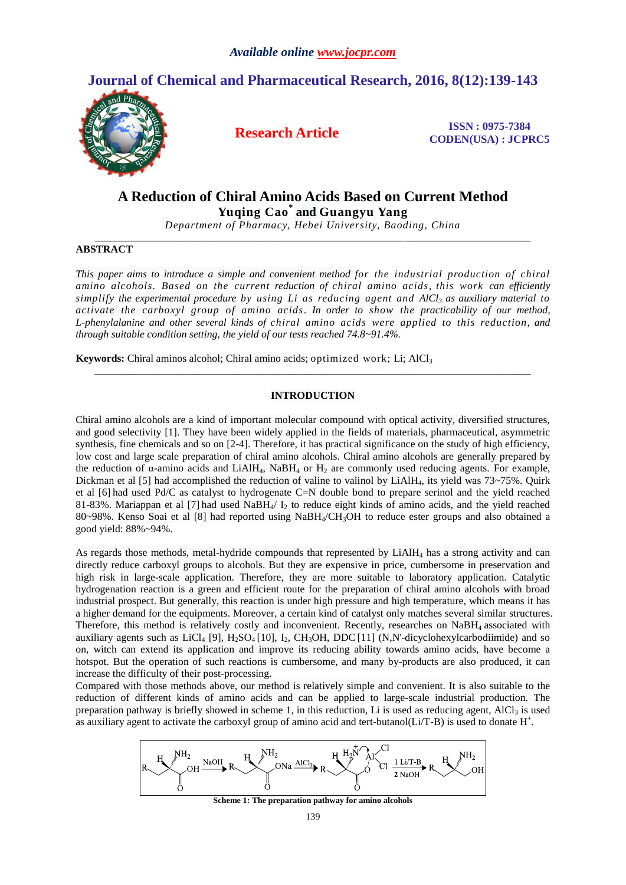# A Reduction of Chiral Amino Acids Based on Current Method

**Yuqing Cao\* and Guangyu Yang**

*Department of Pharmacy, Hebei University, Baoding, China*

## ABSTRACT

*This paper aims to introduce a simple and convenient method for the industrial production of chiral amino alcohols. Based on the current reduction of chiral amino acids, this work can efficiently simplify the experimental procedure by using Li as reducing agent and $AlCl_3$ as auxiliary material to activate the carboxyl group of amino acids. In order to show the practicability of our method, L-phenylalanine and other several kinds of chiral amino acids were applied to this reduction, and through suitable condition setting, the yield of our tests reached 74.8~91.4%.*

**Keywords:** Chiral aminos alcohol; Chiral amino acids; optimized work; Li; $AlCl_3$

## INTRODUCTION

Chiral amino alcohols are a kind of important molecular compound with optical activity, diversified structures, and good selectivity [1]. They have been widely applied in the fields of materials, pharmaceutical, asymmetric synthesis, fine chemicals and so on [2-4]. Therefore, it has practical significance on the study of high efficiency, low cost and large scale preparation of chiral amino alcohols. Chiral amino alcohols are generally prepared by the reduction of α-amino acids and $LiAlH_4$, $NaBH_4$ or $H_2$ are commonly used reducing agents. For example, Dickman et al [5] had accomplished the reduction of valine to valinol by $LiAlH_4$, its yield was 73~75%. Quirk et al [6] had used Pd/C as catalyst to hydrogenate C=N double bond to prepare serinol and the yield reached 81-83%. Mariappan et al [7] had used $NaBH_4$/ $I_2$ to reduce eight kinds of amino acids, and the yield reached 80~98%. Kenso Soai et al [8] had reported using $NaBH_4$/$CH_3OH$ to reduce ester groups and also obtained a good yield: 88%~94%.

As regards those methods, metal-hydride compounds that represented by $LiAlH_4$ has a strong activity and can directly reduce carboxyl groups to alcohols. But they are expensive in price, cumbersome in preservation and high risk in large-scale application. Therefore, they are more suitable to laboratory application. Catalytic hydrogenation reaction is a green and efficient route for the preparation of chiral amino alcohols with broad industrial prospect. But generally, this reaction is under high pressure and high temperature, which means it has a higher demand for the equipments. Moreover, a certain kind of catalyst only matches several similar structures. Therefore, this method is relatively costly and inconvenient. Recently, researches on $NaBH_4$ associated with auxiliary agents such as $LiCl_4$ [9], $H_2SO_4$ [10], $I_2$, $CH_3OH$, DDC [11] (N,N'-dicyclohexylcarbodiimide) and so on, witch can extend its application and improve its reducing ability towards amino acids, have become a hotspot. But the operation of such reactions is cumbersome, and many by-products are also produced, it can increase the difficulty of their post-processing.

Compared with those methods above, our method is relatively simple and convenient. It is also suitable to the reduction of different kinds of amino acids and can be applied to large-scale industrial production. The preparation pathway is briefly showed in scheme 1, in this reduction, Li is used as reducing agent, $AlCl_3$ is used as auxiliary agent to activate the carboxyl group of amino acid and tert-butanol(Li/T-B) is used to donate $H^+$.

**Scheme 1: The preparation pathway for amino alcohols**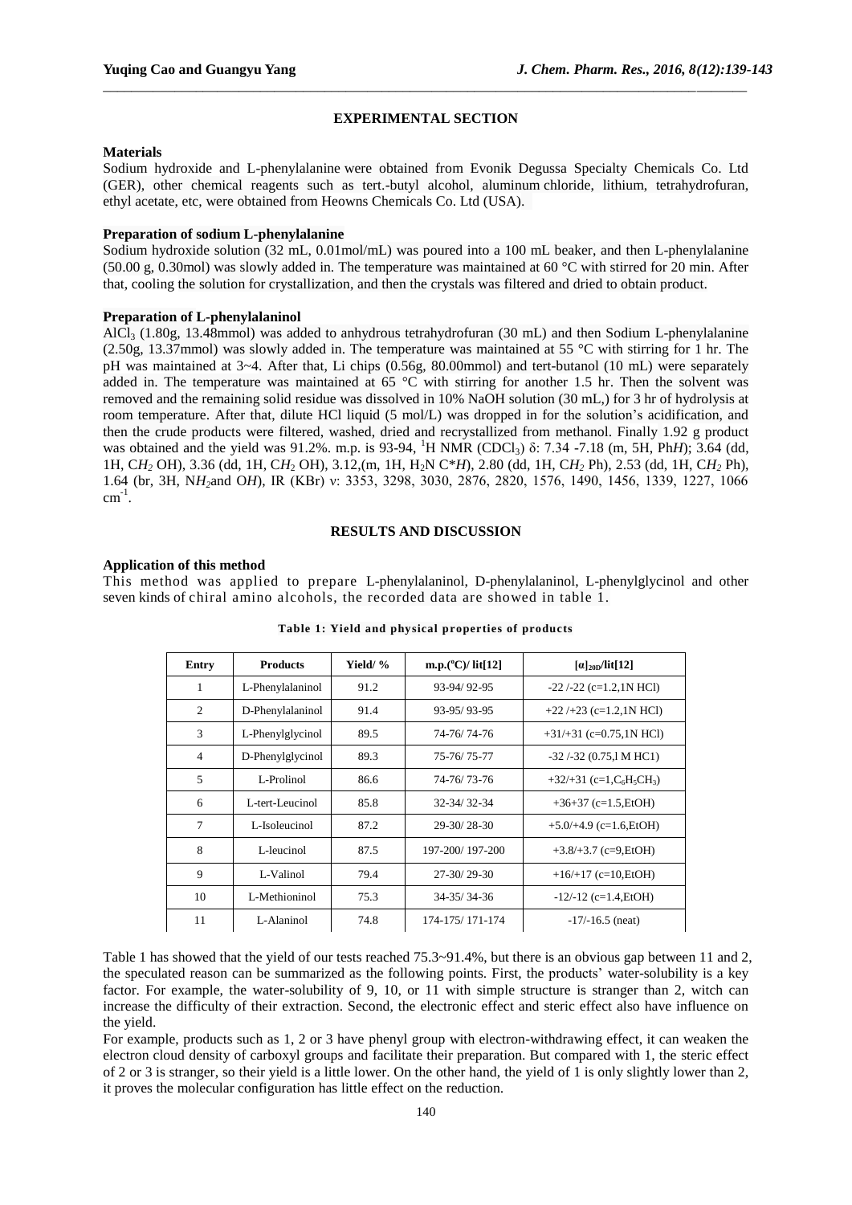## EXPERIMENTAL SECTION

### Materials

Sodium hydroxide and L-phenylalanine were obtained from Evonik Degussa Specialty Chemicals Co. Ltd (GER), other chemical reagents such as tert.-butyl alcohol, aluminum chloride, lithium, tetrahydrofuran, ethyl acetate, etc, were obtained from Heowns Chemicals Co. Ltd (USA).

### Preparation of sodium L-phenylalanine

Sodium hydroxide solution (32 mL, 0.01mol/mL) was poured into a 100 mL beaker, and then L-phenylalanine (50.00 g, 0.30mol) was slowly added in. The temperature was maintained at 60 °C with stirred for 20 min. After that, cooling the solution for crystallization, and then the crystals was filtered and dried to obtain product.

### Preparation of L-phenylalaninol

$AlCl_3$ (1.80g, 13.48mmol) was added to anhydrous tetrahydrofuran (30 mL) and then Sodium L-phenylalanine (2.50g, 13.37mmol) was slowly added in. The temperature was maintained at 55 °C with stirring for 1 hr. The pH was maintained at 3~4. After that, Li chips (0.56g, 80.00mmol) and tert-butanol (10 mL) were separately added in. The temperature was maintained at 65 °C with stirring for another 1.5 hr. Then the solvent was removed and the remaining solid residue was dissolved in 10% NaOH solution (30 mL,) for 3 hr of hydrolysis at room temperature. After that, dilute HCl liquid (5 mol/L) was dropped in for the solution's acidification, and then the crude products were filtered, washed, dried and recrystallized from methanol. Finally 1.92 g product was obtained and the yield was 91.2%. m.p. is 93-94, $^1$H NMR ($CDCl_3$) δ: 7.34 -7.18 (m, 5H, Ph*H*); 3.64 (dd, 1H, C*H₂* OH), 3.36 (dd, 1H, C$H_2$ OH), 3.12,(m, 1H, $H_2$N C\*$H$), 2.80 (dd, 1H, C$H_2$ Ph), 2.53 (dd, 1H, C$H_2$ Ph), 1.64 (br, 3H, N$H_2$and O*H*), IR (KBr) ν: 3353, 3298, 3030, 2876, 2820, 1576, 1490, 1456, 1339, 1227, 1066 $cm^{-1}$.

## RESULTS AND DISCUSSION

### Application of this method

This method was applied to prepare L-phenylalaninol, D-phenylalaninol, L-phenylglycinol and other seven kinds of chiral amino alcohols, the recorded data are showed in table 1.

**Table 1: Yield and physical properties of products**

| Entry | Products | Yield/ % | m.p.(°C)/ lit[12] | $[\alpha]_{20D}$/lit[12] |
|---|---|---|---|---|
| 1 | L-Phenylalaninol | 91.2 | 93-94/ 92-95 | -22 /-22 (c=1.2,1N HCl) |
| 2 | D-Phenylalaninol | 91.4 | 93-95/ 93-95 | +22 /+23 (c=1.2,1N HCl) |
| 3 | L-Phenylglycinol | 89.5 | 74-76/ 74-76 | +31/+31 (c=0.75,1N HCl) |
| 4 | D-Phenylglycinol | 89.3 | 75-76/ 75-77 | -32 /-32 (0.75,l M HC1) |
| 5 | L-Prolinol | 86.6 | 74-76/ 73-76 | +32/+31 (c=1,$C_6H_5CH_3$) |
| 6 | L-tert-Leucinol | 85.8 | 32-34/ 32-34 | +36+37 (c=1.5,EtOH) |
| 7 | L-Isoleucinol | 87.2 | 29-30/ 28-30 | +5.0/+4.9 (c=1.6,EtOH) |
| 8 | L-leucinol | 87.5 | 197-200/ 197-200 | +3.8/+3.7 (c=9,EtOH) |
| 9 | L-Valinol | 79.4 | 27-30/ 29-30 | +16/+17 (c=10,EtOH) |
| 10 | L-Methioninol | 75.3 | 34-35/ 34-36 | -12/-12 (c=1.4,EtOH) |
| 11 | L-Alaninol | 74.8 | 174-175/ 171-174 | -17/-16.5 (neat) |

Table 1 has showed that the yield of our tests reached 75.3~91.4%, but there is an obvious gap between 11 and 2, the speculated reason can be summarized as the following points. First, the products' water-solubility is a key factor. For example, the water-solubility of 9, 10, or 11 with simple structure is stranger than 2, witch can increase the difficulty of their extraction. Second, the electronic effect and steric effect also have influence on the yield.

For example, products such as 1, 2 or 3 have phenyl group with electron-withdrawing effect, it can weaken the electron cloud density of carboxyl groups and facilitate their preparation. But compared with 1, the steric effect of 2 or 3 is stranger, so their yield is a little lower. On the other hand, the yield of 1 is only slightly lower than 2, it proves the molecular configuration has little effect on the reduction.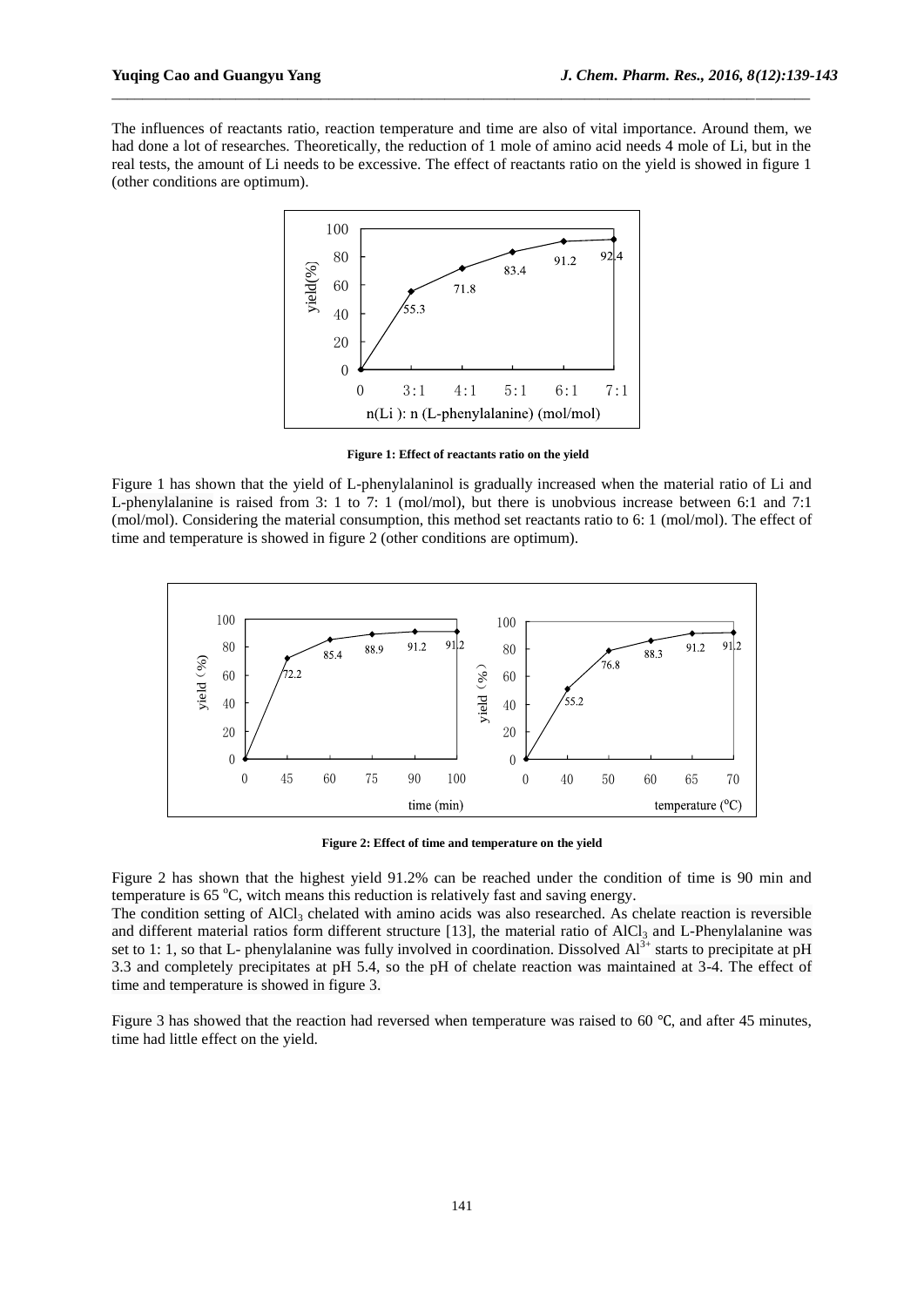The influences of reactants ratio, reaction temperature and time are also of vital importance. Around them, we had done a lot of researches. Theoretically, the reduction of 1 mole of amino acid needs 4 mole of Li, but in the real tests, the amount of Li needs to be excessive. The effect of reactants ratio on the yield is showed in figure 1 (other conditions are optimum).

**Figure 1: Effect of reactants ratio on the yield**

Figure 1 has shown that the yield of L-phenylalaninol is gradually increased when the material ratio of Li and L-phenylalanine is raised from 3: 1 to 7: 1 (mol/mol), but there is unobvious increase between 6:1 and 7:1 (mol/mol). Considering the material consumption, this method set reactants ratio to 6: 1 (mol/mol). The effect of time and temperature is showed in figure 2 (other conditions are optimum).

**Figure 2: Effect of time and temperature on the yield**

Figure 2 has shown that the highest yield 91.2% can be reached under the condition of time is 90 min and temperature is 65 $^{o}$C, witch means this reduction is relatively fast and saving energy.

The condition setting of $AlCl_3$ chelated with amino acids was also researched. As chelate reaction is reversible and different material ratios form different structure [13], the material ratio of $AlCl_3$ and L-Phenylalanine was set to 1: 1, so that L- phenylalanine was fully involved in coordination. Dissolved $Al^{3+}$ starts to precipitate at pH 3.3 and completely precipitates at pH 5.4, so the pH of chelate reaction was maintained at 3-4. The effect of time and temperature is showed in figure 3.

Figure 3 has showed that the reaction had reversed when temperature was raised to 60 ℃, and after 45 minutes, time had little effect on the yield.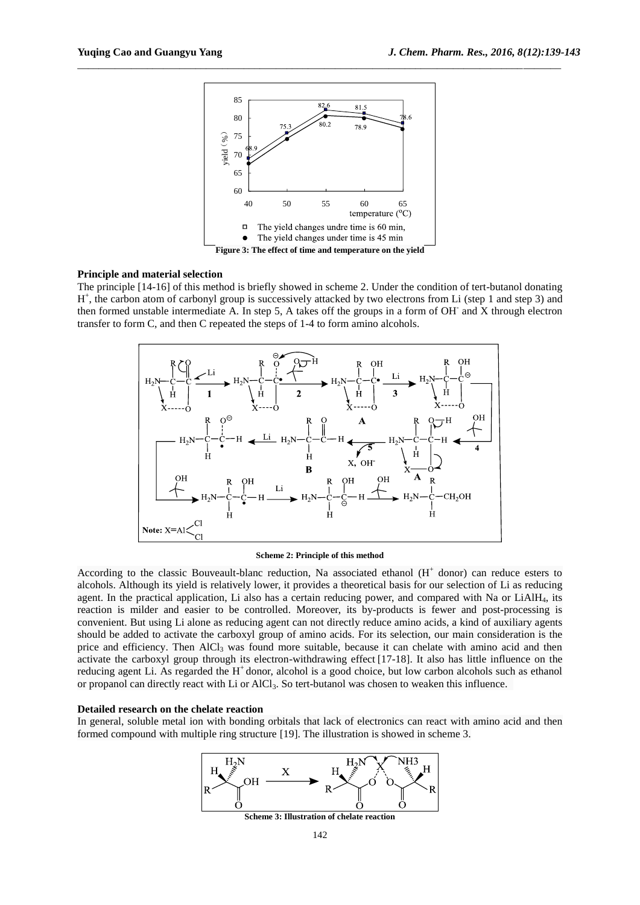Figure 3: The effect of time and temperature on the yield

**Principle and material selection**

The principle [14-16] of this method is briefly showed in scheme 2. Under the condition of tert-butanol donating $H^+$, the carbon atom of carbonyl group is successively attacked by two electrons from Li (step 1 and step 3) and then formed unstable intermediate A. In step 5, A takes off the groups in a form of $OH^-$ and X through electron transfer to form C, and then C repeated the steps of 1-4 to form amino alcohols.

Scheme 2: Principle of this method

According to the classic Bouveault-blanc reduction, Na associated ethanol ($H^+$ donor) can reduce esters to alcohols. Although its yield is relatively lower, it provides a theoretical basis for our selection of Li as reducing agent. In the practical application, Li also has a certain reducing power, and compared with Na or $LiAlH_4$, its reaction is milder and easier to be controlled. Moreover, its by-products is fewer and post-processing is convenient. But using Li alone as reducing agent can not directly reduce amino acids, a kind of auxiliary agents should be added to activate the carboxyl group of amino acids. For its selection, our main consideration is the price and efficiency. Then $AlCl_3$ was found more suitable, because it can chelate with amino acid and then activate the carboxyl group through its electron-withdrawing effect [17-18]. It also has little influence on the reducing agent Li. As regarded the $H^+$ donor, alcohol is a good choice, but low carbon alcohols such as ethanol or propanol can directly react with Li or $AlCl_3$. So tert-butanol was chosen to weaken this influence.

**Detailed research on the chelate reaction**

In general, soluble metal ion with bonding orbitals that lack of electronics can react with amino acid and then formed compound with multiple ring structure [19]. The illustration is showed in scheme 3.

Scheme 3: Illustration of chelate reaction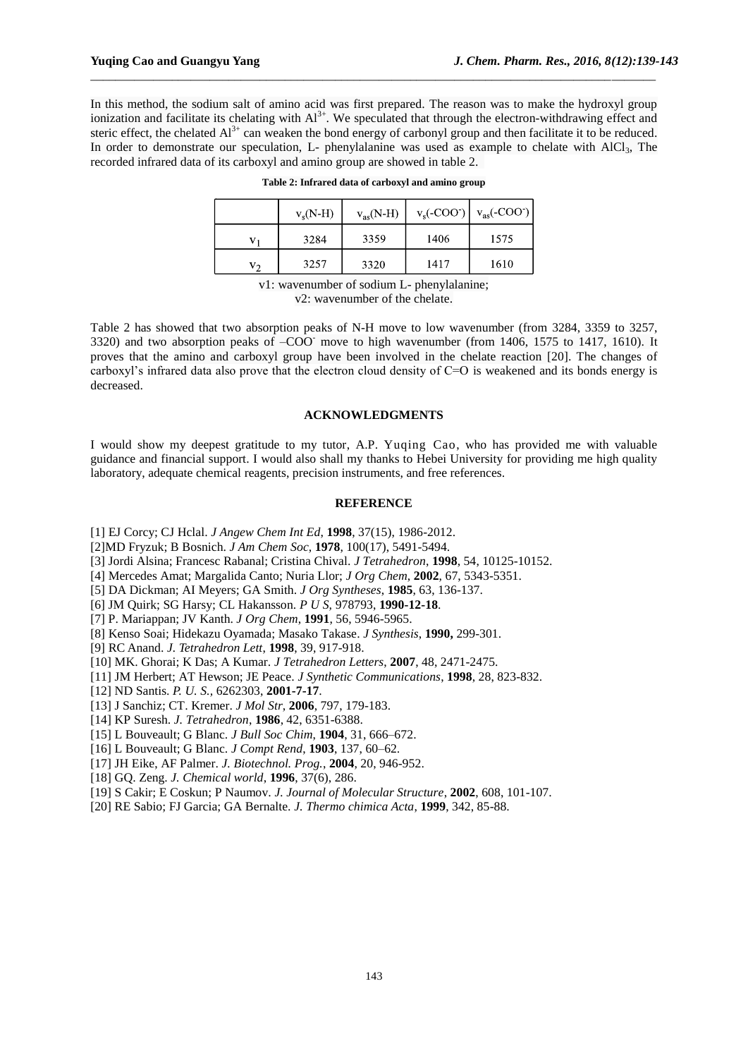In this method, the sodium salt of amino acid was first prepared. The reason was to make the hydroxyl group ionization and facilitate its chelating with $Al^{3+}$. We speculated that through the electron-withdrawing effect and steric effect, the chelated $Al^{3+}$ can weaken the bond energy of carbonyl group and then facilitate it to be reduced. In order to demonstrate our speculation, L- phenylalanine was used as example to chelate with $AlCl_3$, The recorded infrared data of its carboxyl and amino group are showed in table 2.

**Table 2: Infrared data of carboxyl and amino group**

| | $v_s$(N-H) | $v_{as}$(N-H) | $v_s$(-COO$^-$) | $v_{as}$(-COO$^-$) |
|---|---|---|---|---|
| $v_1$ | 3284 | 3359 | 1406 | 1575 |
| $v_2$ | 3257 | 3320 | 1417 | 1610 |

v1: wavenumber of sodium L- phenylalanine;
v2: wavenumber of the chelate.

Table 2 has showed that two absorption peaks of N-H move to low wavenumber (from 3284, 3359 to 3257, 3320) and two absorption peaks of –COO$^-$ move to high wavenumber (from 1406, 1575 to 1417, 1610). It proves that the amino and carboxyl group have been involved in the chelate reaction [20]. The changes of carboxyl's infrared data also prove that the electron cloud density of C=O is weakened and its bonds energy is decreased.

## ACKNOWLEDGMENTS

I would show my deepest gratitude to my tutor, A.P. Yuqing Cao, who has provided me with valuable guidance and financial support. I would also shall my thanks to Hebei University for providing me high quality laboratory, adequate chemical reagents, precision instruments, and free references.

## REFERENCE

[1] EJ Corcy; CJ Hclal. *J Angew Chem Int Ed*, **1998**, 37(15), 1986-2012.
[2]MD Fryzuk; B Bosnich. *J Am Chem Soc*, **1978**, 100(17), 5491-5494.
[3] Jordi Alsina; Francesc Rabanal; Cristina Chival. *J Tetrahedron*, **1998**, 54, 10125-10152.
[4] Mercedes Amat; Margalida Canto; Nuria Llor; *J Org Chem*, **2002**, 67, 5343-5351.
[5] DA Dickman; AI Meyers; GA Smith. *J Org Syntheses*, **1985**, 63, 136-137.
[6] JM Quirk; SG Harsy; CL Hakansson. *P U S*, 978793, **1990-12-18**.
[7] P. Mariappan; JV Kanth. *J Org Chem*, **1991**, 56, 5946-5965.
[8] Kenso Soai; Hidekazu Oyamada; Masako Takase. *J Synthesis*, **1990,** 299-301.
[9] RC Anand. *J. Tetrahedron Lett*, **1998**, 39, 917-918.
[10] MK. Ghorai; K Das; A Kumar. *J Tetrahedron Letters*, **2007**, 48, 2471-2475.
[11] JM Herbert; AT Hewson; JE Peace. *J Synthetic Communications*, **1998**, 28, 823-832.
[12] ND Santis. *P. U. S.*, 6262303, **2001-7-17**.
[13] J Sanchiz; CT. Kremer. *J Mol Str*, **2006**, 797, 179-183.
[14] KP Suresh. *J. Tetrahedron*, **1986**, 42, 6351-6388.
[15] L Bouveault; G Blanc. *J Bull Soc Chim*, **1904**, 31, 666–672.
[16] L Bouveault; G Blanc. *J Compt Rend*, **1903**, 137, 60–62.
[17] JH Eike, AF Palmer. *J. Biotechnol. Prog.*, **2004**, 20, 946-952.
[18] GQ. Zeng. *J. Chemical world*, **1996**, 37(6), 286.
[19] S Cakir; E Coskun; P Naumov. *J. Journal of Molecular Structure*, **2002**, 608, 101-107.
[20] RE Sabio; FJ Garcia; GA Bernalte. *J. Thermo chimica Acta*, **1999**, 342, 85-88.